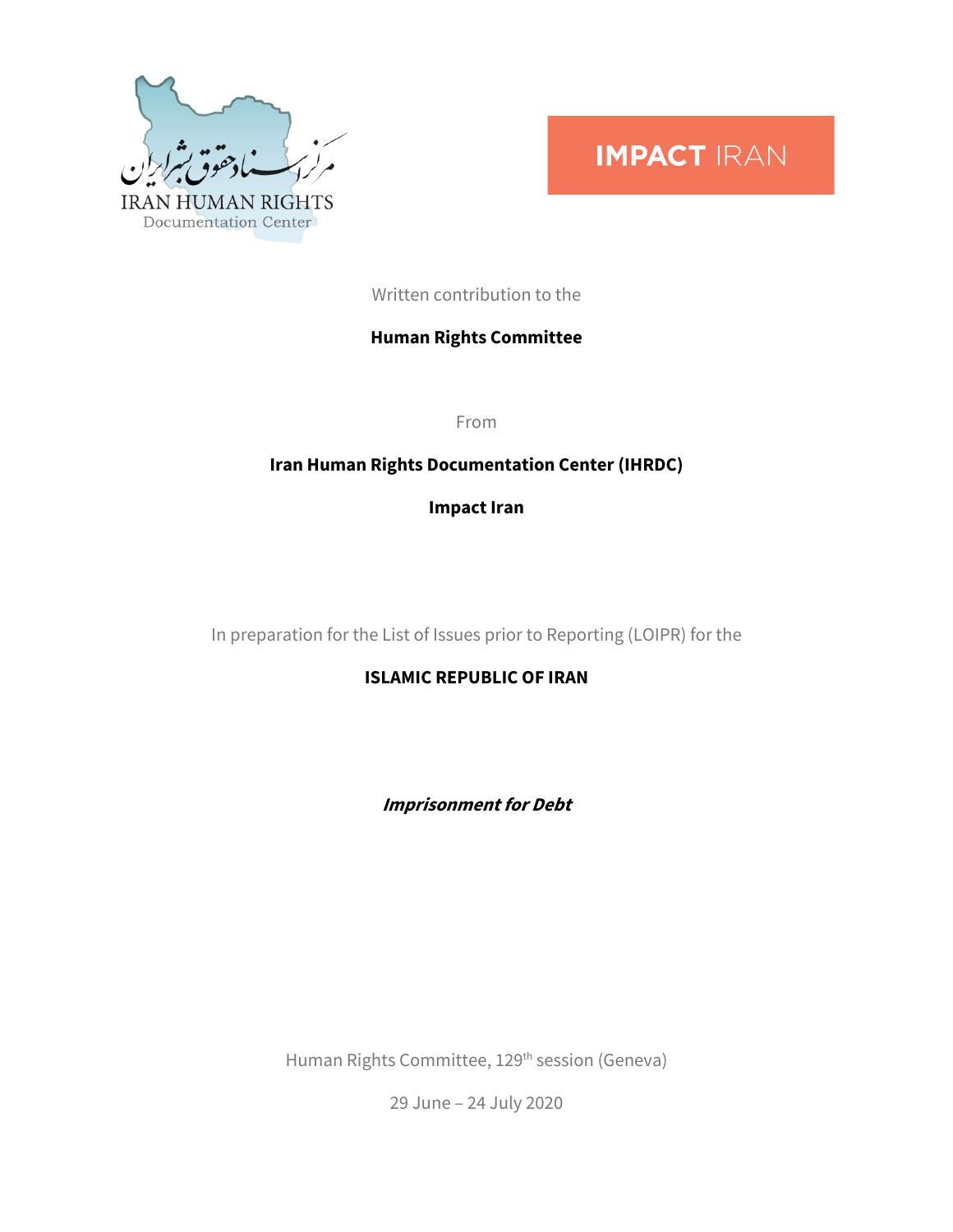IRAN HUMAN RIGHTS
Documentation Center

IMPACT IRAN

Written contribution to the

**Human Rights Committee**

From

**Iran Human Rights Documentation Center (IHRDC)**

**Impact Iran**

In preparation for the List of Issues prior to Reporting (LOIPR) for the

**ISLAMIC REPUBLIC OF IRAN**

***Imprisonment for Debt***

Human Rights Committee, 129th session (Geneva)

29 June – 24 July 2020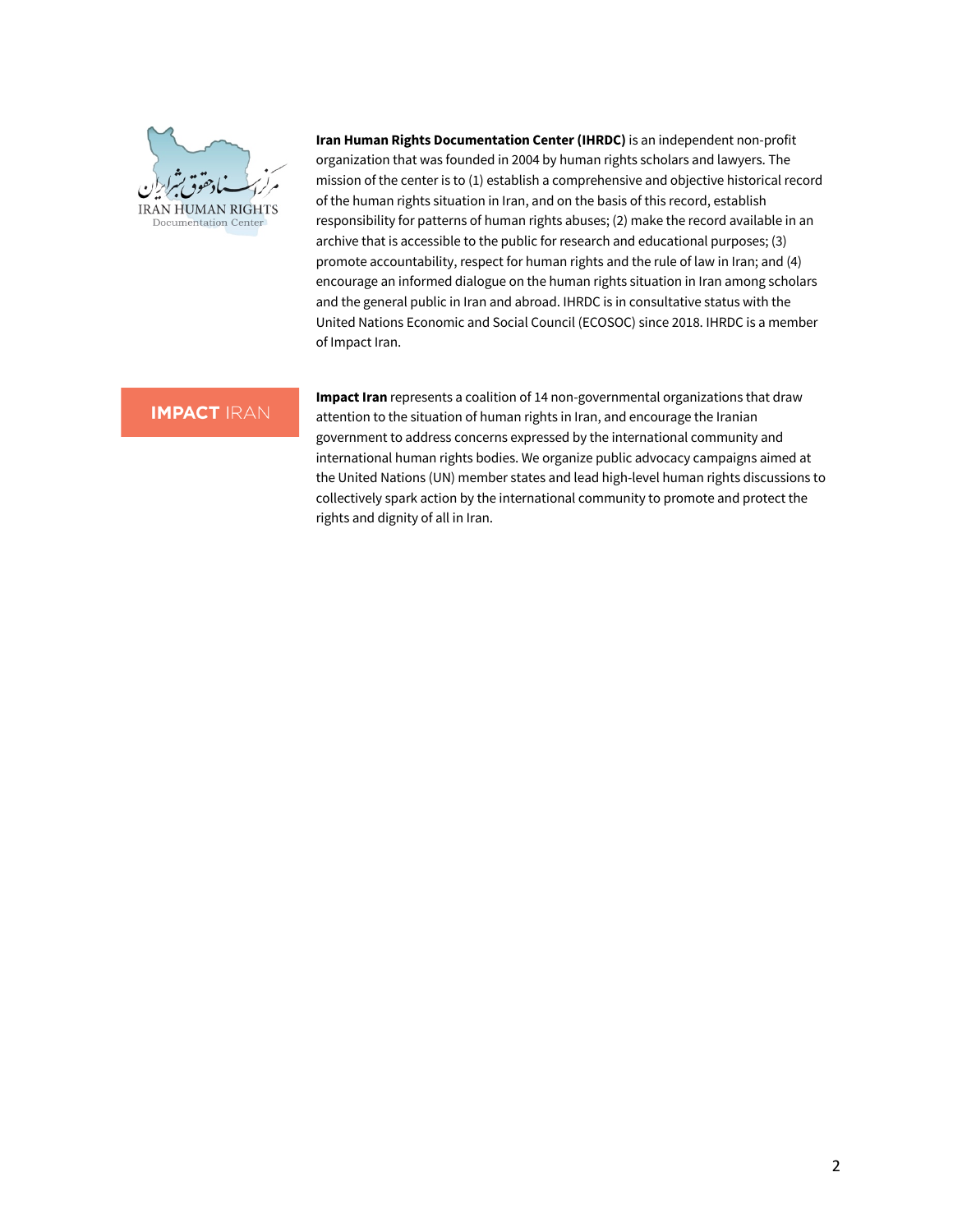**Iran Human Rights Documentation Center (IHRDC)** is an independent non-profit organization that was founded in 2004 by human rights scholars and lawyers. The mission of the center is to (1) establish a comprehensive and objective historical record of the human rights situation in Iran, and on the basis of this record, establish responsibility for patterns of human rights abuses; (2) make the record available in an archive that is accessible to the public for research and educational purposes; (3) promote accountability, respect for human rights and the rule of law in Iran; and (4) encourage an informed dialogue on the human rights situation in Iran among scholars and the general public in Iran and abroad. IHRDC is in consultative status with the United Nations Economic and Social Council (ECOSOC) since 2018. IHRDC is a member of Impact Iran.

**Impact Iran** represents a coalition of 14 non-governmental organizations that draw attention to the situation of human rights in Iran, and encourage the Iranian government to address concerns expressed by the international community and international human rights bodies. We organize public advocacy campaigns aimed at the United Nations (UN) member states and lead high-level human rights discussions to collectively spark action by the international community to promote and protect the rights and dignity of all in Iran.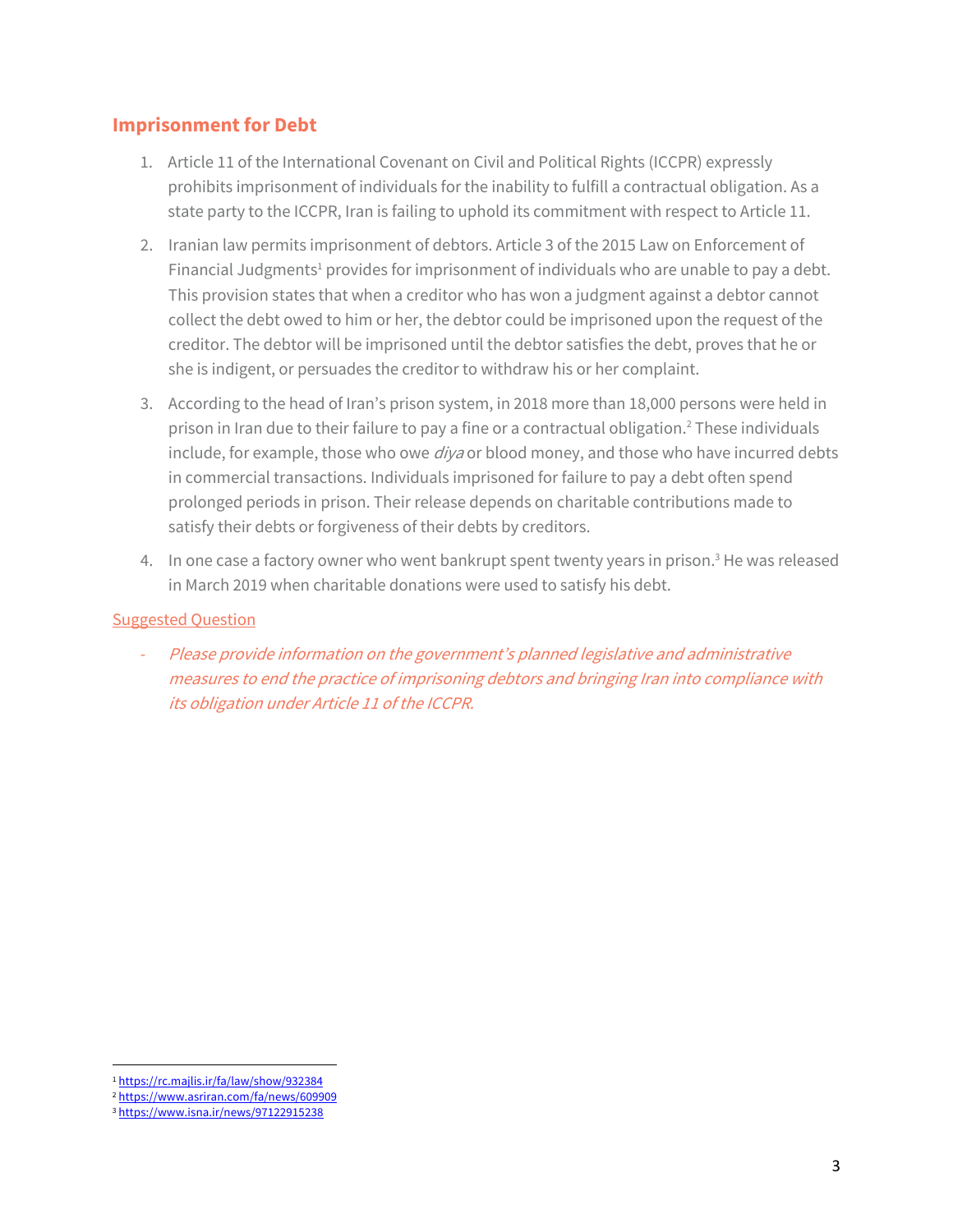## Imprisonment for Debt

1. Article 11 of the International Covenant on Civil and Political Rights (ICCPR) expressly prohibits imprisonment of individuals for the inability to fulfill a contractual obligation. As a state party to the ICCPR, Iran is failing to uphold its commitment with respect to Article 11.

2. Iranian law permits imprisonment of debtors. Article 3 of the 2015 Law on Enforcement of Financial Judgments[1] provides for imprisonment of individuals who are unable to pay a debt. This provision states that when a creditor who has won a judgment against a debtor cannot collect the debt owed to him or her, the debtor could be imprisoned upon the request of the creditor. The debtor will be imprisoned until the debtor satisfies the debt, proves that he or she is indigent, or persuades the creditor to withdraw his or her complaint.

3. According to the head of Iran's prison system, in 2018 more than 18,000 persons were held in prison in Iran due to their failure to pay a fine or a contractual obligation.[2] These individuals include, for example, those who owe *diya* or blood money, and those who have incurred debts in commercial transactions. Individuals imprisoned for failure to pay a debt often spend prolonged periods in prison. Their release depends on charitable contributions made to satisfy their debts or forgiveness of their debts by creditors.

4. In one case a factory owner who went bankrupt spent twenty years in prison.[3] He was released in March 2019 when charitable donations were used to satisfy his debt.

Suggested Question

- *Please provide information on the government's planned legislative and administrative measures to end the practice of imprisoning debtors and bringing Iran into compliance with its obligation under Article 11 of the ICCPR.*

---

[1] https://rc.majlis.ir/fa/law/show/932384

[2] https://www.asriran.com/fa/news/609909

[3] https://www.isna.ir/news/97122915238